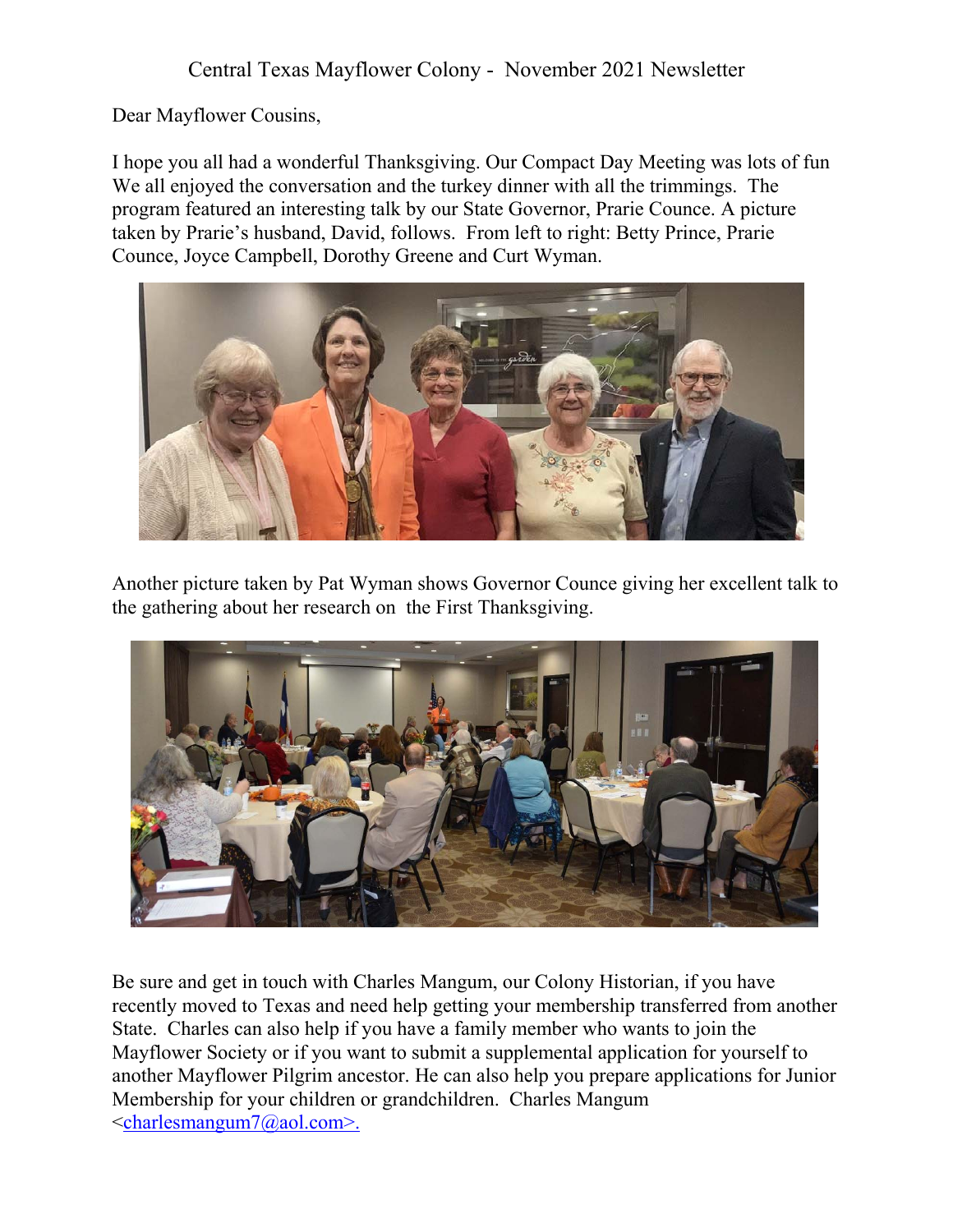Central Texas Mayflower Colony - November 2021 Newsletter

Dear Mayflower Cousins,

I hope you all had a wonderful Thanksgiving. Our Compact Day Meeting was lots of fun We all enjoyed the conversation and the turkey dinner with all the trimmings. The program featured an interesting talk by our State Governor, Prarie Counce. A picture taken by Prarie's husband, David, follows. From left to right: Betty Prince, Prarie Counce, Joyce Campbell, Dorothy Greene and Curt Wyman.

Another picture taken by Pat Wyman shows Governor Counce giving her excellent talk to the gathering about her research on the First Thanksgiving.

Be sure and get in touch with Charles Mangum, our Colony Historian, if you have recently moved to Texas and need help getting your membership transferred from another State. Charles can also help if you have a family member who wants to join the Mayflower Society or if you want to submit a supplemental application for yourself to another Mayflower Pilgrim ancestor. He can also help you prepare applications for Junior Membership for your children or grandchildren. Charles Mangum <charlesmangum7@aol.com>.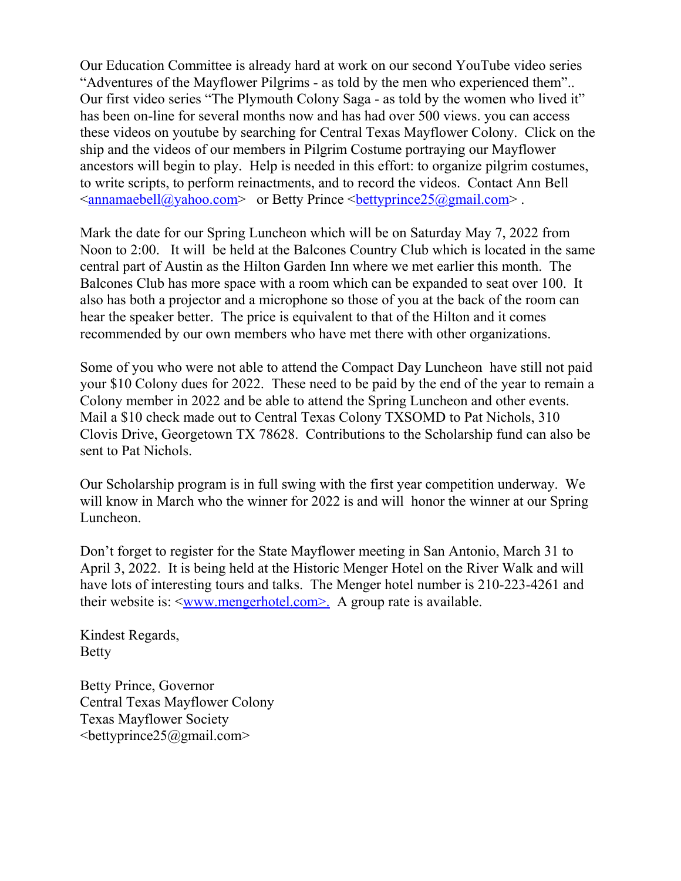Our Education Committee is already hard at work on our second YouTube video series "Adventures of the Mayflower Pilgrims - as told by the men who experienced them".. Our first video series "The Plymouth Colony Saga - as told by the women who lived it" has been on-line for several months now and has had over 500 views. you can access these videos on youtube by searching for Central Texas Mayflower Colony. Click on the ship and the videos of our members in Pilgrim Costume portraying our Mayflower ancestors will begin to play. Help is needed in this effort: to organize pilgrim costumes, to write scripts, to perform reinactments, and to record the videos. Contact Ann Bell <annamaebell@yahoo.com> or Betty Prince <bettyprince25@gmail.com> .

Mark the date for our Spring Luncheon which will be on Saturday May 7, 2022 from Noon to 2:00. It will be held at the Balcones Country Club which is located in the same central part of Austin as the Hilton Garden Inn where we met earlier this month. The Balcones Club has more space with a room which can be expanded to seat over 100. It also has both a projector and a microphone so those of you at the back of the room can hear the speaker better. The price is equivalent to that of the Hilton and it comes recommended by our own members who have met there with other organizations.

Some of you who were not able to attend the Compact Day Luncheon have still not paid your $10 Colony dues for 2022. These need to be paid by the end of the year to remain a Colony member in 2022 and be able to attend the Spring Luncheon and other events. Mail a $10 check made out to Central Texas Colony TXSOMD to Pat Nichols, 310 Clovis Drive, Georgetown TX 78628. Contributions to the Scholarship fund can also be sent to Pat Nichols.

Our Scholarship program is in full swing with the first year competition underway. We will know in March who the winner for 2022 is and will honor the winner at our Spring Luncheon.

Don't forget to register for the State Mayflower meeting in San Antonio, March 31 to April 3, 2022. It is being held at the Historic Menger Hotel on the River Walk and will have lots of interesting tours and talks. The Menger hotel number is 210-223-4261 and their website is: <www.mengerhotel.com>. A group rate is available.

Kindest Regards,
Betty

Betty Prince, Governor
Central Texas Mayflower Colony
Texas Mayflower Society
<bettyprince25@gmail.com>